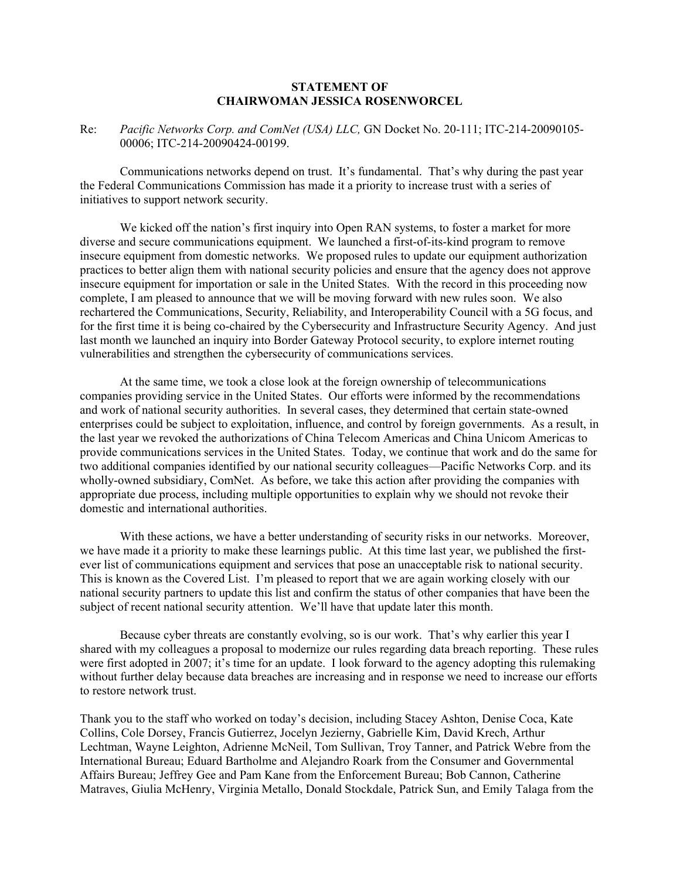**STATEMENT OF**
**CHAIRWOMAN JESSICA ROSENWORCEL**

Re: *Pacific Networks Corp. and ComNet (USA) LLC,* GN Docket No. 20-111; ITC-214-20090105-00006; ITC-214-20090424-00199.

Communications networks depend on trust. It's fundamental. That's why during the past year the Federal Communications Commission has made it a priority to increase trust with a series of initiatives to support network security.

We kicked off the nation's first inquiry into Open RAN systems, to foster a market for more diverse and secure communications equipment. We launched a first-of-its-kind program to remove insecure equipment from domestic networks. We proposed rules to update our equipment authorization practices to better align them with national security policies and ensure that the agency does not approve insecure equipment for importation or sale in the United States. With the record in this proceeding now complete, I am pleased to announce that we will be moving forward with new rules soon. We also rechartered the Communications, Security, Reliability, and Interoperability Council with a 5G focus, and for the first time it is being co-chaired by the Cybersecurity and Infrastructure Security Agency. And just last month we launched an inquiry into Border Gateway Protocol security, to explore internet routing vulnerabilities and strengthen the cybersecurity of communications services.

At the same time, we took a close look at the foreign ownership of telecommunications companies providing service in the United States. Our efforts were informed by the recommendations and work of national security authorities. In several cases, they determined that certain state-owned enterprises could be subject to exploitation, influence, and control by foreign governments. As a result, in the last year we revoked the authorizations of China Telecom Americas and China Unicom Americas to provide communications services in the United States. Today, we continue that work and do the same for two additional companies identified by our national security colleagues—Pacific Networks Corp. and its wholly-owned subsidiary, ComNet. As before, we take this action after providing the companies with appropriate due process, including multiple opportunities to explain why we should not revoke their domestic and international authorities.

With these actions, we have a better understanding of security risks in our networks. Moreover, we have made it a priority to make these learnings public. At this time last year, we published the first-ever list of communications equipment and services that pose an unacceptable risk to national security. This is known as the Covered List. I'm pleased to report that we are again working closely with our national security partners to update this list and confirm the status of other companies that have been the subject of recent national security attention. We'll have that update later this month.

Because cyber threats are constantly evolving, so is our work. That's why earlier this year I shared with my colleagues a proposal to modernize our rules regarding data breach reporting. These rules were first adopted in 2007; it's time for an update. I look forward to the agency adopting this rulemaking without further delay because data breaches are increasing and in response we need to increase our efforts to restore network trust.

Thank you to the staff who worked on today's decision, including Stacey Ashton, Denise Coca, Kate Collins, Cole Dorsey, Francis Gutierrez, Jocelyn Jezierny, Gabrielle Kim, David Krech, Arthur Lechtman, Wayne Leighton, Adrienne McNeil, Tom Sullivan, Troy Tanner, and Patrick Webre from the International Bureau; Eduard Bartholme and Alejandro Roark from the Consumer and Governmental Affairs Bureau; Jeffrey Gee and Pam Kane from the Enforcement Bureau; Bob Cannon, Catherine Matraves, Giulia McHenry, Virginia Metallo, Donald Stockdale, Patrick Sun, and Emily Talaga from the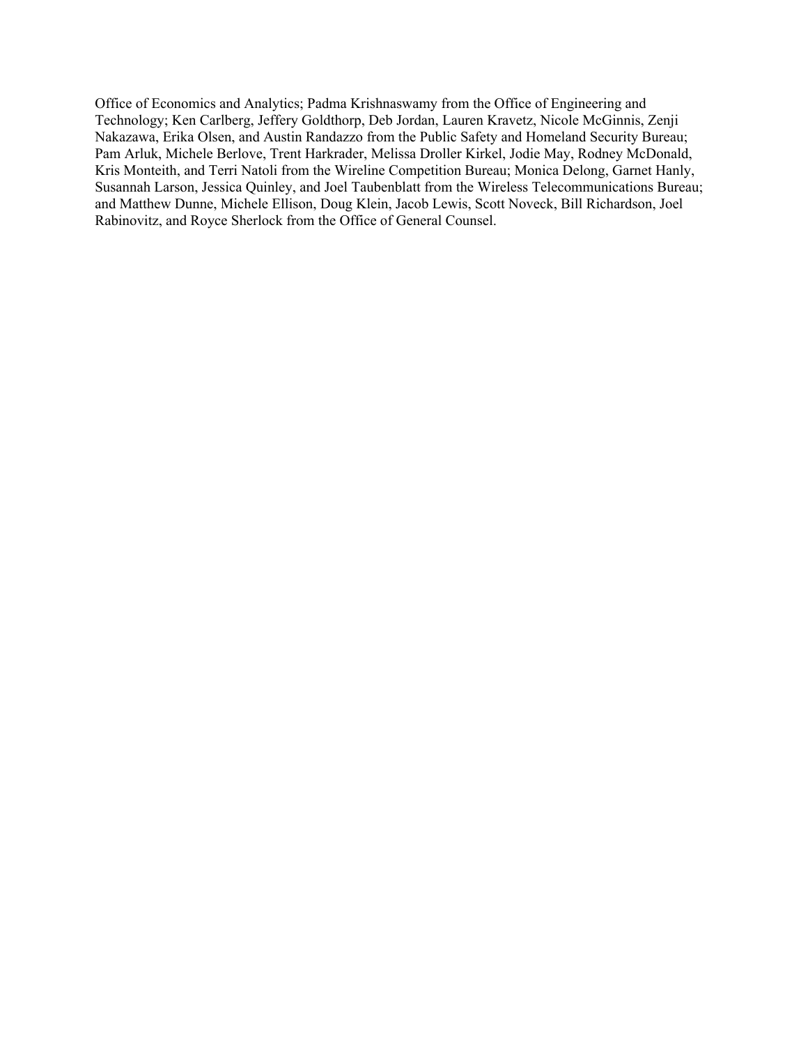Office of Economics and Analytics; Padma Krishnaswamy from the Office of Engineering and Technology; Ken Carlberg, Jeffery Goldthorp, Deb Jordan, Lauren Kravetz, Nicole McGinnis, Zenji Nakazawa, Erika Olsen, and Austin Randazzo from the Public Safety and Homeland Security Bureau; Pam Arluk, Michele Berlove, Trent Harkrader, Melissa Droller Kirkel, Jodie May, Rodney McDonald, Kris Monteith, and Terri Natoli from the Wireline Competition Bureau; Monica Delong, Garnet Hanly, Susannah Larson, Jessica Quinley, and Joel Taubenblatt from the Wireless Telecommunications Bureau; and Matthew Dunne, Michele Ellison, Doug Klein, Jacob Lewis, Scott Noveck, Bill Richardson, Joel Rabinovitz, and Royce Sherlock from the Office of General Counsel.